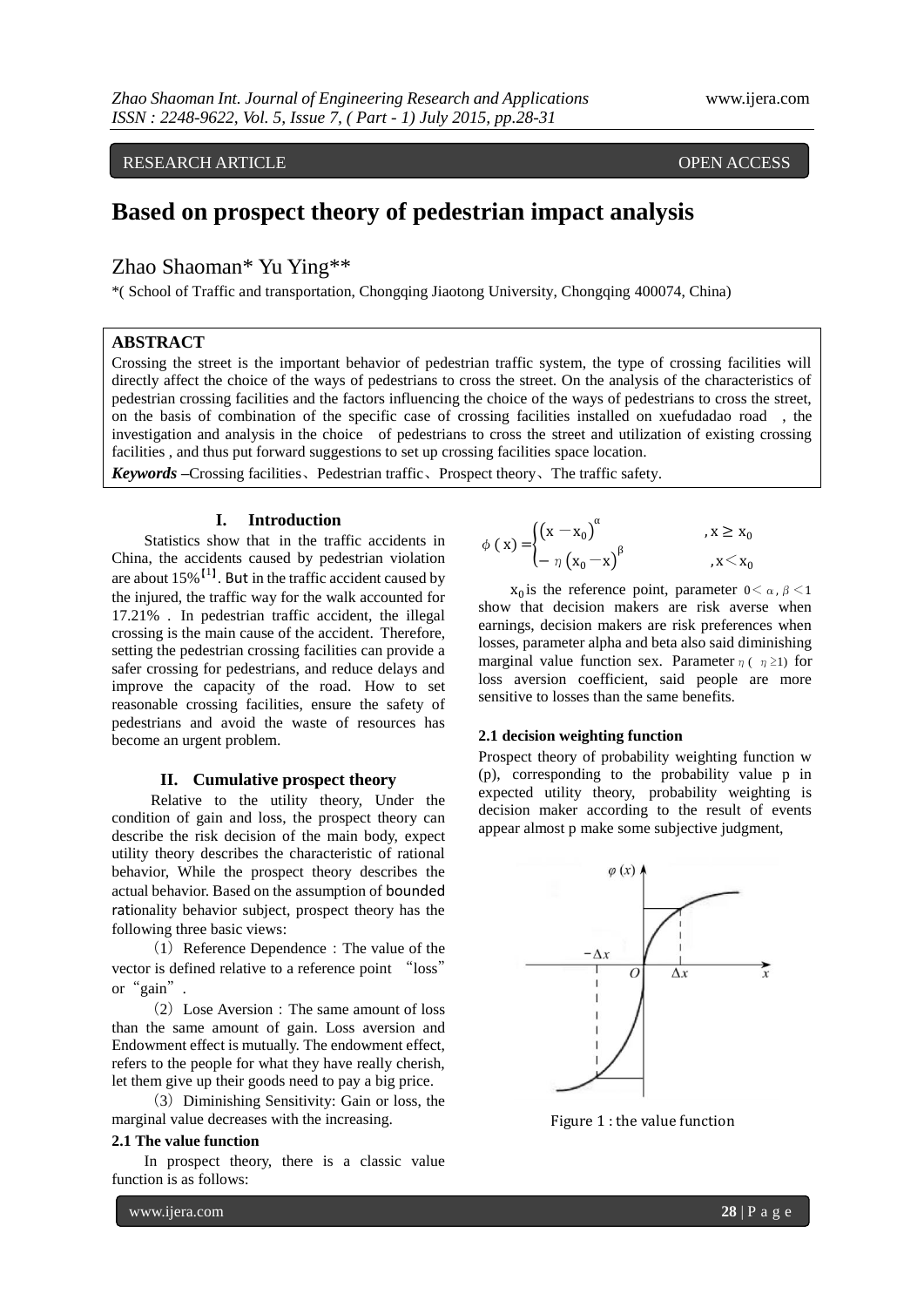RESEARCH ARTICLE OPEN ACCESS

# Based on prospect theory of pedestrian impact analysis

Zhao Shaoman* Yu Ying**

*( School of Traffic and transportation, Chongqing Jiaotong University, Chongqing 400074, China)

## ABSTRACT

Crossing the street is the important behavior of pedestrian traffic system, the type of crossing facilities will directly affect the choice of the ways of pedestrians to cross the street. On the analysis of the characteristics of pedestrian crossing facilities and the factors influencing the choice of the ways of pedestrians to cross the street, on the basis of combination of the specific case of crossing facilities installed on xuefudadao road , the investigation and analysis in the choice of pedestrians to cross the street and utilization of existing crossing facilities , and thus put forward suggestions to set up crossing facilities space location.

***Keywords*** **–**Crossing facilities、Pedestrian traffic、Prospect theory、The traffic safety.

## I. Introduction

Statistics show that in the traffic accidents in China, the accidents caused by pedestrian violation are about 15%[1]. But in the traffic accident caused by the injured, the traffic way for the walk accounted for 17.21% . In pedestrian traffic accident, the illegal crossing is the main cause of the accident. Therefore, setting the pedestrian crossing facilities can provide a safer crossing for pedestrians, and reduce delays and improve the capacity of the road. How to set reasonable crossing facilities, ensure the safety of pedestrians and avoid the waste of resources has become an urgent problem.

## II. Cumulative prospect theory

Relative to the utility theory, Under the condition of gain and loss, the prospect theory can describe the risk decision of the main body, expect utility theory describes the characteristic of rational behavior, While the prospect theory describes the actual behavior. Based on the assumption of bounded rationality behavior subject, prospect theory has the following three basic views:

（1）Reference Dependence：The value of the vector is defined relative to a reference point "loss" or "gain".

（2）Lose Aversion：The same amount of loss than the same amount of gain. Loss aversion and Endowment effect is mutually. The endowment effect, refers to the people for what they have really cherish, let them give up their goods need to pay a big price.

（3）Diminishing Sensitivity: Gain or loss, the marginal value decreases with the increasing.

### 2.1 The value function

In prospect theory, there is a classic value function is as follows:

$$\phi(x) = \begin{cases} (x - x_0)^{\alpha} & , x \geq x_0 \\ -\eta (x_0 - x)^{\beta} & , x < x_0 \end{cases}$$

$x_0$ is the reference point, parameter $0 < \alpha, \beta < 1$ show that decision makers are risk averse when earnings, decision makers are risk preferences when losses, parameter alpha and beta also said diminishing marginal value function sex. Parameter $\eta$ ( $\eta \geq 1$) for loss aversion coefficient, said people are more sensitive to losses than the same benefits.

Figure 1 : the value function

### 2.1 decision weighting function

Prospect theory of probability weighting function w (p), corresponding to the probability value p in expected utility theory, probability weighting is decision maker according to the result of events appear almost p make some subjective judgment,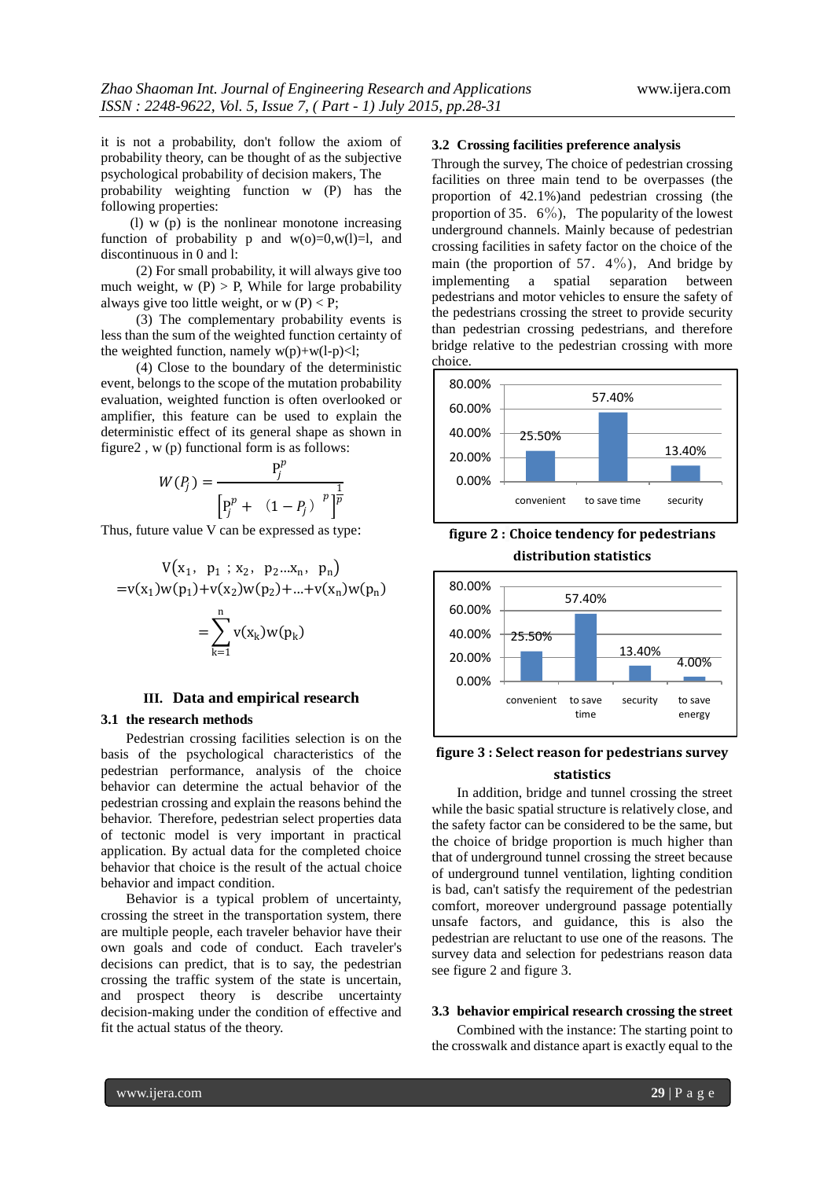it is not a probability, don't follow the axiom of probability theory, can be thought of as the subjective psychological probability of decision makers, The probability weighting function w (P) has the following properties:

(l) w (p) is the nonlinear monotone increasing function of probability p and w(o)=0,w(l)=l, and discontinuous in 0 and l:

(2) For small probability, it will always give too much weight, w (P) > P, While for large probability always give too little weight, or w (P) < P;

(3) The complementary probability events is less than the sum of the weighted function certainty of the weighted function, namely w(p)+w(l-p)<l;

(4) Close to the boundary of the deterministic event, belongs to the scope of the mutation probability evaluation, weighted function is often overlooked or amplifier, this feature can be used to explain the deterministic effect of its general shape as shown in figure2 , w (p) functional form is as follows:

$$W(P_j) = \frac{P_j^p}{\left[P_j^p + \left(1 - P_j\right)^p\right]^{\frac{1}{p}}}$$

Thus, future value V can be expressed as type:

$$V(x_1, p_1; x_2, p_2...x_n, p_n)$$
$$= v(x_1)w(p_1) + v(x_2)w(p_2) + ... + v(x_n)w(p_n)$$
$$= \sum_{k=1}^{n} v(x_k)w(p_k)$$

## III. Data and empirical research

### 3.1 the research methods

Pedestrian crossing facilities selection is on the basis of the psychological characteristics of the pedestrian performance, analysis of the choice behavior can determine the actual behavior of the pedestrian crossing and explain the reasons behind the behavior. Therefore, pedestrian select properties data of tectonic model is very important in practical application. By actual data for the completed choice behavior that choice is the result of the actual choice behavior and impact condition.

Behavior is a typical problem of uncertainty, crossing the street in the transportation system, there are multiple people, each traveler behavior have their own goals and code of conduct. Each traveler's decisions can predict, that is to say, the pedestrian crossing the traffic system of the state is uncertain, and prospect theory is describe uncertainty decision-making under the condition of effective and fit the actual status of the theory.

### 3.2 Crossing facilities preference analysis

Through the survey, The choice of pedestrian crossing facilities on three main tend to be overpasses (the proportion of 42.1%)and pedestrian crossing (the proportion of 35．6%), The popularity of the lowest underground channels. Mainly because of pedestrian crossing facilities in safety factor on the choice of the main (the proportion of 57．4%), And bridge by implementing a spatial separation between pedestrians and motor vehicles to ensure the safety of the pedestrians crossing the street to provide security than pedestrian crossing pedestrians, and therefore bridge relative to the pedestrian crossing with more choice.

| | convenient | to save time | security |
|---|---|---|---|
| | 25.50% | 57.40% | 13.40% |

**figure 2 : Choice tendency for pedestrians distribution statistics**

| | convenient | to save time | security | to save energy |
|---|---|---|---|---|
| | 25.50% | 57.40% | 13.40% | 4.00% |

**figure 3 : Select reason for pedestrians survey statistics**

In addition, bridge and tunnel crossing the street while the basic spatial structure is relatively close, and the safety factor can be considered to be the same, but the choice of bridge proportion is much higher than that of underground tunnel crossing the street because of underground tunnel ventilation, lighting condition is bad, can't satisfy the requirement of the pedestrian comfort, moreover underground passage potentially unsafe factors, and guidance, this is also the pedestrian are reluctant to use one of the reasons. The survey data and selection for pedestrians reason data see figure 2 and figure 3.

### 3.3 behavior empirical research crossing the street

Combined with the instance: The starting point to the crosswalk and distance apart is exactly equal to the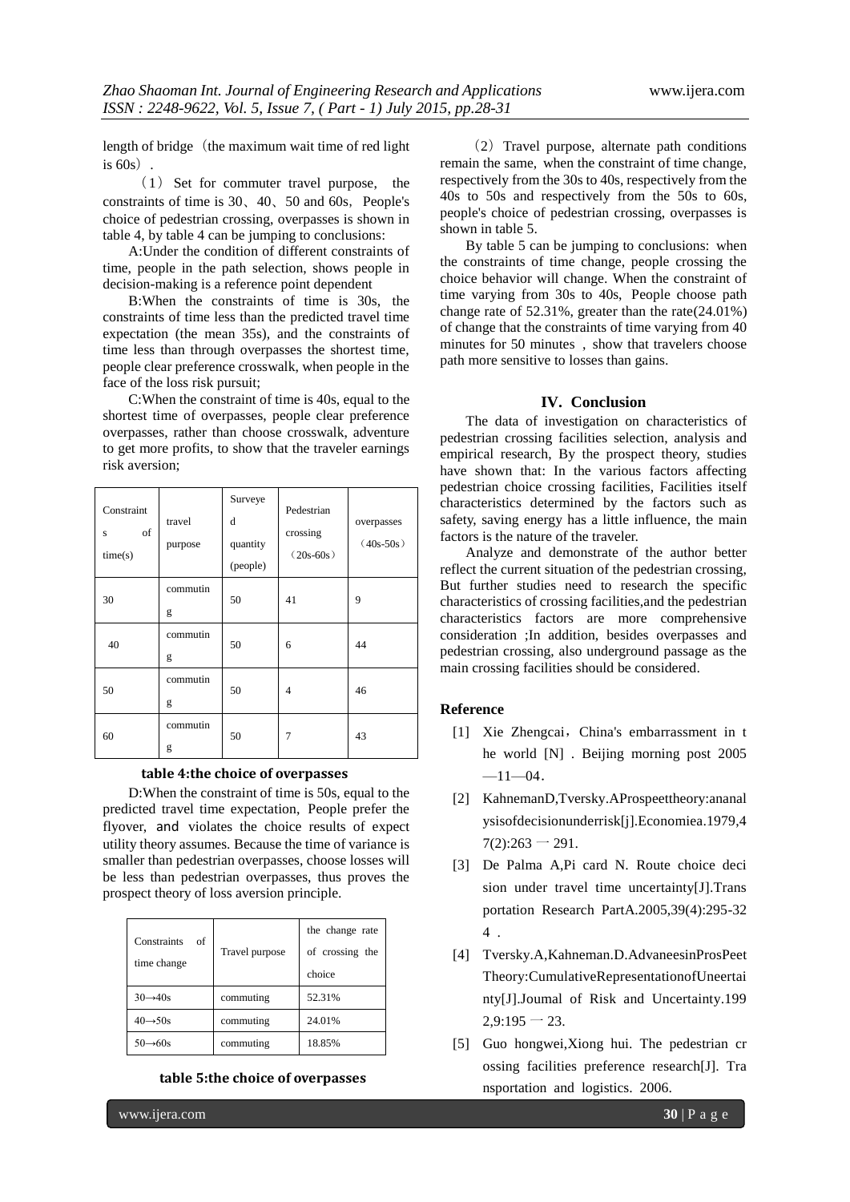length of bridge（the maximum wait time of red light is 60s）.

（1）Set for commuter travel purpose, the constraints of time is 30、40、50 and 60s, People's choice of pedestrian crossing, overpasses is shown in table 4, by table 4 can be jumping to conclusions:

A:Under the condition of different constraints of time, people in the path selection, shows people in decision-making is a reference point dependent

B:When the constraints of time is 30s, the constraints of time less than the predicted travel time expectation (the mean 35s), and the constraints of time less than through overpasses the shortest time, people clear preference crosswalk, when people in the face of the loss risk pursuit;

C:When the constraint of time is 40s, equal to the shortest time of overpasses, people clear preference overpasses, rather than choose crosswalk, adventure to get more profits, to show that the traveler earnings risk aversion;

| Constraints of time(s) | travel purpose | Surveyed quantity (people) | Pedestrian crossing（20s-60s） | overpasses（40s-50s） |
|---|---|---|---|---|
| 30 | commuting | 50 | 41 | 9 |
| 40 | commuting | 50 | 6 | 44 |
| 50 | commuting | 50 | 4 | 46 |
| 60 | commuting | 50 | 7 | 43 |

**table 4:the choice of overpasses**

D:When the constraint of time is 50s, equal to the predicted travel time expectation, People prefer the flyover, and violates the choice results of expect utility theory assumes. Because the time of variance is smaller than pedestrian overpasses, choose losses will be less than pedestrian overpasses, thus proves the prospect theory of loss aversion principle.

| Constraints of time change | Travel purpose | the change rate of crossing the choice |
|---|---|---|
| 30→40s | commuting | 52.31% |
| 40→50s | commuting | 24.01% |
| 50→60s | commuting | 18.85% |

**table 5:the choice of overpasses**

（2）Travel purpose, alternate path conditions remain the same, when the constraint of time change, respectively from the 30s to 40s, respectively from the 40s to 50s and respectively from the 50s to 60s, people's choice of pedestrian crossing, overpasses is shown in table 5.

By table 5 can be jumping to conclusions: when the constraints of time change, people crossing the choice behavior will change. When the constraint of time varying from 30s to 40s, People choose path change rate of 52.31%, greater than the rate(24.01%) of change that the constraints of time varying from 40 minutes for 50 minutes , show that travelers choose path more sensitive to losses than gains.

## IV. Conclusion

The data of investigation on characteristics of pedestrian crossing facilities selection, analysis and empirical research, By the prospect theory, studies have shown that: In the various factors affecting pedestrian choice crossing facilities, Facilities itself characteristics determined by the factors such as safety, saving energy has a little influence, the main factors is the nature of the traveler.

Analyze and demonstrate of the author better reflect the current situation of the pedestrian crossing, But further studies need to research the specific characteristics of crossing facilities,and the pedestrian characteristics factors are more comprehensive consideration ;In addition, besides overpasses and pedestrian crossing, also underground passage as the main crossing facilities should be considered.

## Reference

[1] Xie Zhengcai，China's embarrassment in the world [N] . Beijing morning post 2005—11—04.

[2] KahnemanD,Tversky.AProspeettheory:ananalysisofdecisionunderrisk[j].Economiea.1979,47(2):263 一 291.

[3] De Palma A,Pi card N. Route choice decision under travel time uncertainty[J].Transportation Research PartA.2005,39(4):295-324 .

[4] Tversky.A,Kahneman.D.AdvaneesinProsPeetTheory:CumulativeRepresentationofUneertainty[J].Joumal of Risk and Uncertainty.1992,9:195 一 23.

[5] Guo hongwei,Xiong hui. The pedestrian crossing facilities preference research[J]. Transportation and logistics. 2006.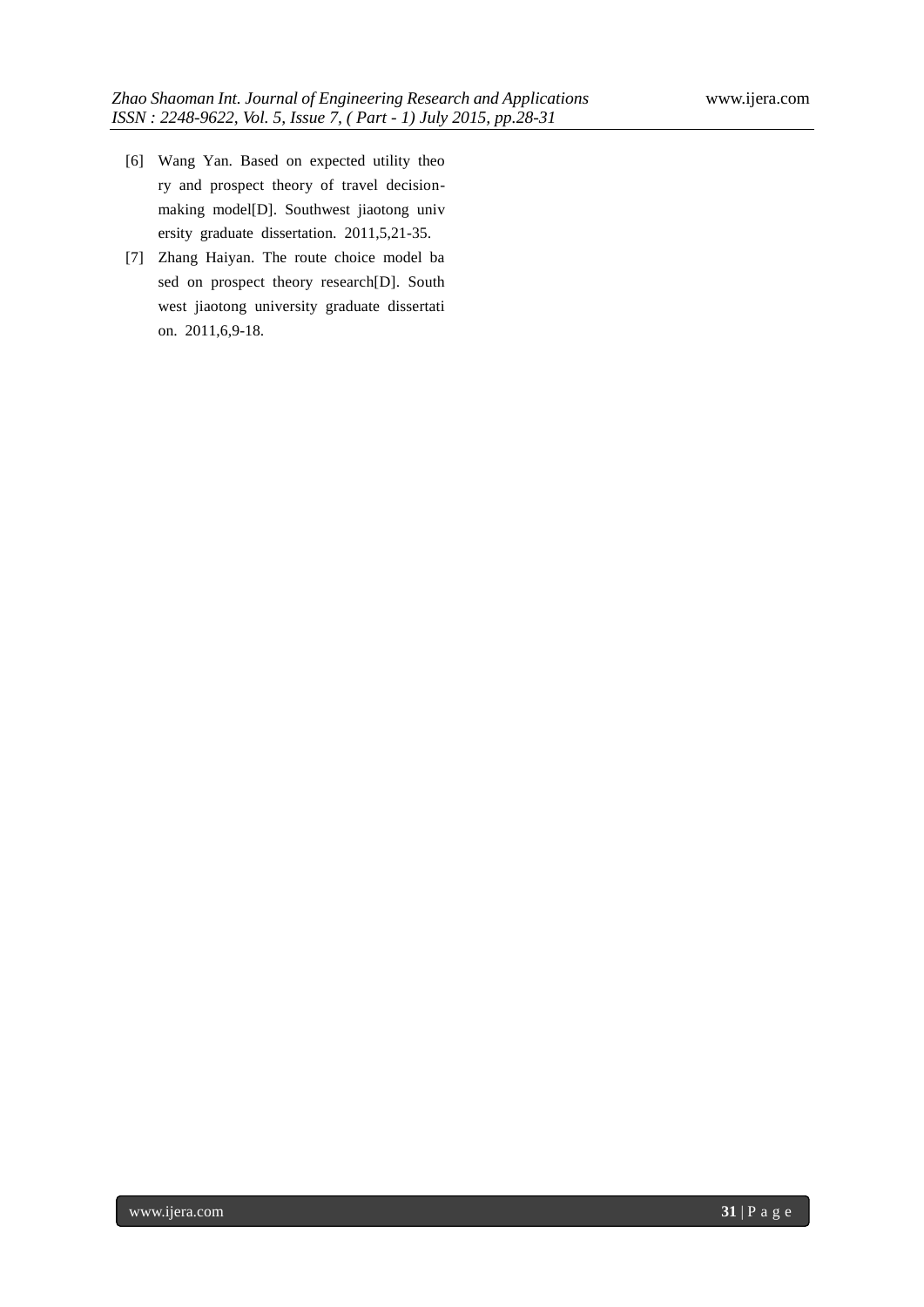[6] Wang Yan. Based on expected utility theory and prospect theory of travel decision-making model[D]. Southwest jiaotong university graduate dissertation. 2011,5,21-35.

[7] Zhang Haiyan. The route choice model based on prospect theory research[D]. Southwest jiaotong university graduate dissertation. 2011,6,9-18.